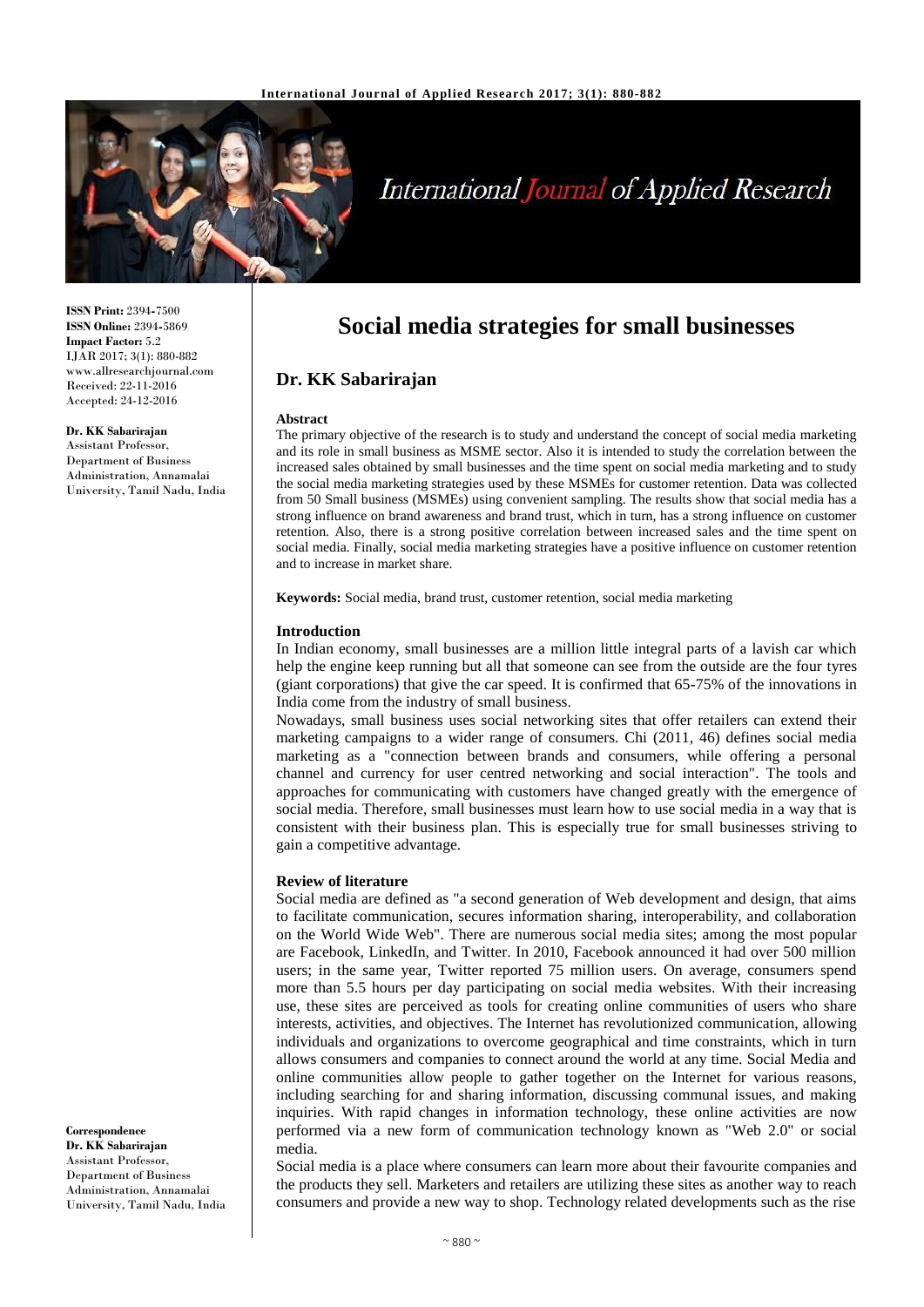# Social media strategies for small businesses

## Dr. KK Sabarirajan

**ISSN Print:** 2394-7500
**ISSN Online:** 2394-5869
**Impact Factor:** 5.2
IJAR 2017; 3(1): 880-882
www.allresearchjournal.com
Received: 22-11-2016
Accepted: 24-12-2016

**Dr. KK Sabarirajan**
Assistant Professor, Department of Business Administration, Annamalai University, Tamil Nadu, India

**Correspondence**
**Dr. KK Sabarirajan**
Assistant Professor, Department of Business Administration, Annamalai University, Tamil Nadu, India

### Abstract

The primary objective of the research is to study and understand the concept of social media marketing and its role in small business as MSME sector. Also it is intended to study the correlation between the increased sales obtained by small businesses and the time spent on social media marketing and to study the social media marketing strategies used by these MSMEs for customer retention. Data was collected from 50 Small business (MSMEs) using convenient sampling. The results show that social media has a strong influence on brand awareness and brand trust, which in turn, has a strong influence on customer retention. Also, there is a strong positive correlation between increased sales and the time spent on social media. Finally, social media marketing strategies have a positive influence on customer retention and to increase in market share.

**Keywords:** Social media, brand trust, customer retention, social media marketing

### Introduction

In Indian economy, small businesses are a million little integral parts of a lavish car which help the engine keep running but all that someone can see from the outside are the four tyres (giant corporations) that give the car speed. It is confirmed that 65-75% of the innovations in India come from the industry of small business.

Nowadays, small business uses social networking sites that offer retailers can extend their marketing campaigns to a wider range of consumers. Chi (2011, 46) defines social media marketing as a "connection between brands and consumers, while offering a personal channel and currency for user centred networking and social interaction". The tools and approaches for communicating with customers have changed greatly with the emergence of social media. Therefore, small businesses must learn how to use social media in a way that is consistent with their business plan. This is especially true for small businesses striving to gain a competitive advantage.

### Review of literature

Social media are defined as "a second generation of Web development and design, that aims to facilitate communication, secures information sharing, interoperability, and collaboration on the World Wide Web". There are numerous social media sites; among the most popular are Facebook, LinkedIn, and Twitter. In 2010, Facebook announced it had over 500 million users; in the same year, Twitter reported 75 million users. On average, consumers spend more than 5.5 hours per day participating on social media websites. With their increasing use, these sites are perceived as tools for creating online communities of users who share interests, activities, and objectives. The Internet has revolutionized communication, allowing individuals and organizations to overcome geographical and time constraints, which in turn allows consumers and companies to connect around the world at any time. Social Media and online communities allow people to gather together on the Internet for various reasons, including searching for and sharing information, discussing communal issues, and making inquiries. With rapid changes in information technology, these online activities are now performed via a new form of communication technology known as "Web 2.0" or social media.

Social media is a place where consumers can learn more about their favourite companies and the products they sell. Marketers and retailers are utilizing these sites as another way to reach consumers and provide a new way to shop. Technology related developments such as the rise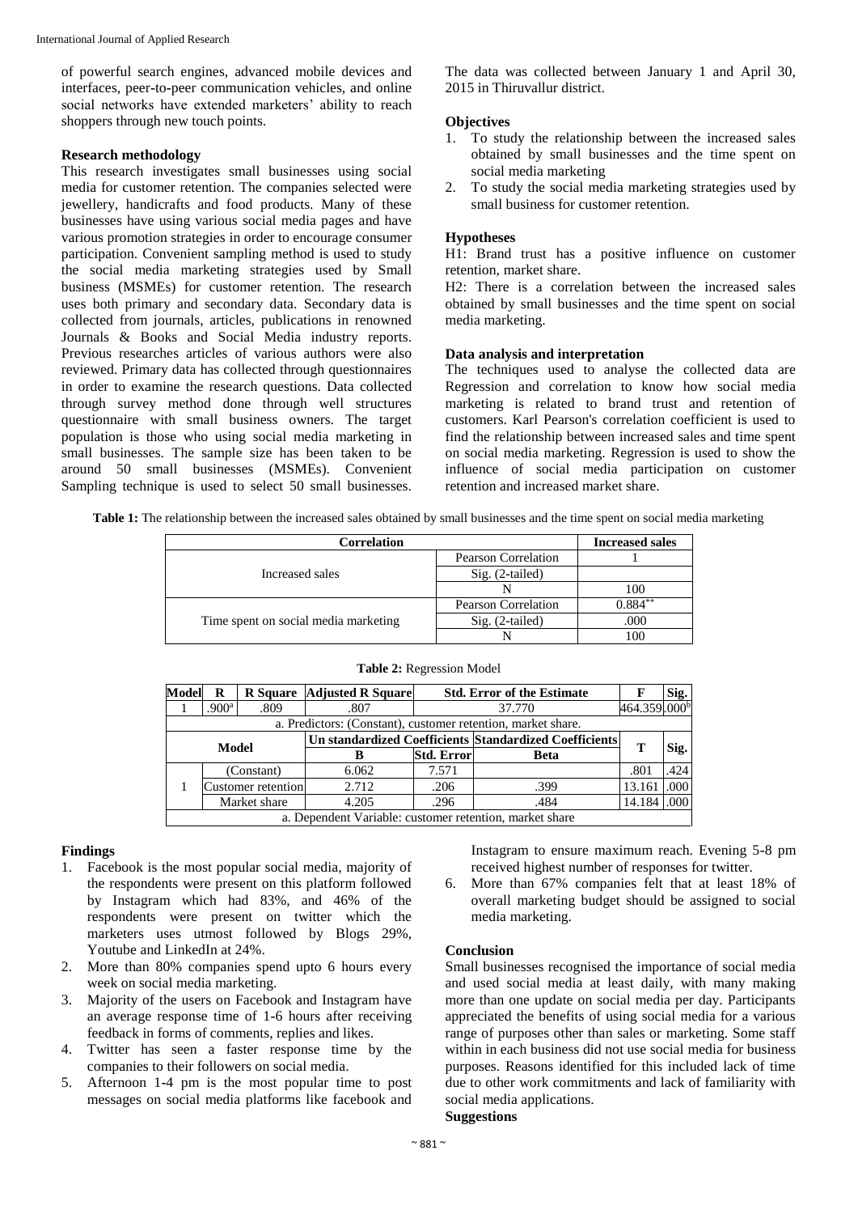of powerful search engines, advanced mobile devices and interfaces, peer-to-peer communication vehicles, and online social networks have extended marketers' ability to reach shoppers through new touch points.

### Research methodology

This research investigates small businesses using social media for customer retention. The companies selected were jewellery, handicrafts and food products. Many of these businesses have using various social media pages and have various promotion strategies in order to encourage consumer participation. Convenient sampling method is used to study the social media marketing strategies used by Small business (MSMEs) for customer retention. The research uses both primary and secondary data. Secondary data is collected from journals, articles, publications in renowned Journals & Books and Social Media industry reports. Previous researches articles of various authors were also reviewed. Primary data has collected through questionnaires in order to examine the research questions. Data collected through survey method done through well structures questionnaire with small business owners. The target population is those who using social media marketing in small businesses. The sample size has been taken to be around 50 small businesses (MSMEs). Convenient Sampling technique is used to select 50 small businesses. The data was collected between January 1 and April 30, 2015 in Thiruvallur district.

### Objectives

1. To study the relationship between the increased sales obtained by small businesses and the time spent on social media marketing
2. To study the social media marketing strategies used by small business for customer retention.

### Hypotheses

H1: Brand trust has a positive influence on customer retention, market share.

H2: There is a correlation between the increased sales obtained by small businesses and the time spent on social media marketing.

### Data analysis and interpretation

The techniques used to analyse the collected data are Regression and correlation to know how social media marketing is related to brand trust and retention of customers. Karl Pearson's correlation coefficient is used to find the relationship between increased sales and time spent on social media marketing. Regression is used to show the influence of social media participation on customer retention and increased market share.

**Table 1:** The relationship between the increased sales obtained by small businesses and the time spent on social media marketing

| Correlation | | Increased sales |
|---|---|---|
| Increased sales | Pearson Correlation | 1 |
| | Sig. (2-tailed) | |
| | N | 100 |
| Time spent on social media marketing | Pearson Correlation | 0.884** |
| | Sig. (2-tailed) | .000 |
| | N | 100 |

**Table 2:** Regression Model

| Model | R | R Square | Adjusted R Square | Std. Error of the Estimate | F | Sig. |
|---|---|---|---|---|---|---|
| 1 | .900[a] | .809 | .807 | 37.770 | 464.359 | .000[b] |
| a. Predictors: (Constant), customer retention, market share. | | | | | | |

| Model | | Un standardized Coefficients B | Un standardized Coefficients Std. Error | Standardized Coefficients Beta | T | Sig. |
|---|---|---|---|---|---|---|
| 1 | (Constant) | 6.062 | 7.571 | | .801 | .424 |
| | Customer retention | 2.712 | .206 | .399 | 13.161 | .000 |
| | Market share | 4.205 | .296 | .484 | 14.184 | .000 |
| a. Dependent Variable: customer retention, market share | | | | | | |

### Findings

1. Facebook is the most popular social media, majority of the respondents were present on this platform followed by Instagram which had 83%, and 46% of the respondents were present on twitter which the marketers uses utmost followed by Blogs 29%, Youtube and LinkedIn at 24%.
2. More than 80% companies spend upto 6 hours every week on social media marketing.
3. Majority of the users on Facebook and Instagram have an average response time of 1-6 hours after receiving feedback in forms of comments, replies and likes.
4. Twitter has seen a faster response time by the companies to their followers on social media.
5. Afternoon 1-4 pm is the most popular time to post messages on social media platforms like facebook and Instagram to ensure maximum reach. Evening 5-8 pm received highest number of responses for twitter.
6. More than 67% companies felt that at least 18% of overall marketing budget should be assigned to social media marketing.

### Conclusion

Small businesses recognised the importance of social media and used social media at least daily, with many making more than one update on social media per day. Participants appreciated the benefits of using social media for a various range of purposes other than sales or marketing. Some staff within in each business did not use social media for business purposes. Reasons identified for this included lack of time due to other work commitments and lack of familiarity with social media applications.

### Suggestions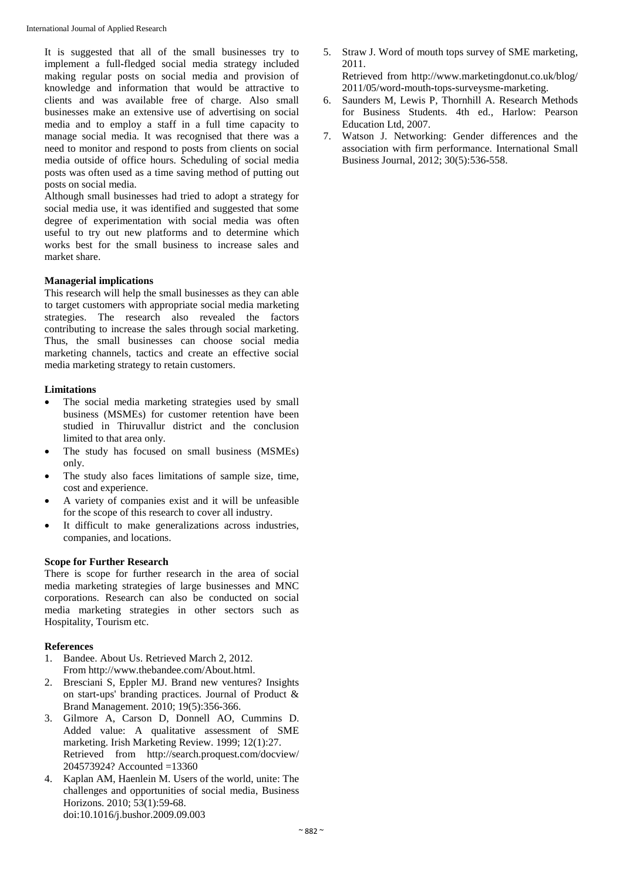It is suggested that all of the small businesses try to implement a full-fledged social media strategy included making regular posts on social media and provision of knowledge and information that would be attractive to clients and was available free of charge. Also small businesses make an extensive use of advertising on social media and to employ a staff in a full time capacity to manage social media. It was recognised that there was a need to monitor and respond to posts from clients on social media outside of office hours. Scheduling of social media posts was often used as a time saving method of putting out posts on social media.

Although small businesses had tried to adopt a strategy for social media use, it was identified and suggested that some degree of experimentation with social media was often useful to try out new platforms and to determine which works best for the small business to increase sales and market share.

**Managerial implications**

This research will help the small businesses as they can able to target customers with appropriate social media marketing strategies. The research also revealed the factors contributing to increase the sales through social marketing. Thus, the small businesses can choose social media marketing channels, tactics and create an effective social media marketing strategy to retain customers.

**Limitations**

- The social media marketing strategies used by small business (MSMEs) for customer retention have been studied in Thiruvallur district and the conclusion limited to that area only.
- The study has focused on small business (MSMEs) only.
- The study also faces limitations of sample size, time, cost and experience.
- A variety of companies exist and it will be unfeasible for the scope of this research to cover all industry.
- It difficult to make generalizations across industries, companies, and locations.

**Scope for Further Research**

There is scope for further research in the area of social media marketing strategies of large businesses and MNC corporations. Research can also be conducted on social media marketing strategies in other sectors such as Hospitality, Tourism etc.

**References**

1. Bandee. About Us. Retrieved March 2, 2012. From http://www.thebandee.com/About.html.
2. Bresciani S, Eppler MJ. Brand new ventures? Insights on start-ups' branding practices. Journal of Product & Brand Management. 2010; 19(5):356-366.
3. Gilmore A, Carson D, Donnell AO, Cummins D. Added value: A qualitative assessment of SME marketing. Irish Marketing Review. 1999; 12(1):27. Retrieved from http://search.proquest.com/docview/204573924? Accounted =13360
4. Kaplan AM, Haenlein M. Users of the world, unite: The challenges and opportunities of social media, Business Horizons. 2010; 53(1):59-68. doi:10.1016/j.bushor.2009.09.003
5. Straw J. Word of mouth tops survey of SME marketing, 2011. Retrieved from http://www.marketingdonut.co.uk/blog/2011/05/word-mouth-tops-surveysme-marketing.
6. Saunders M, Lewis P, Thornhill A. Research Methods for Business Students. 4th ed., Harlow: Pearson Education Ltd, 2007.
7. Watson J. Networking: Gender differences and the association with firm performance. International Small Business Journal, 2012; 30(5):536-558.